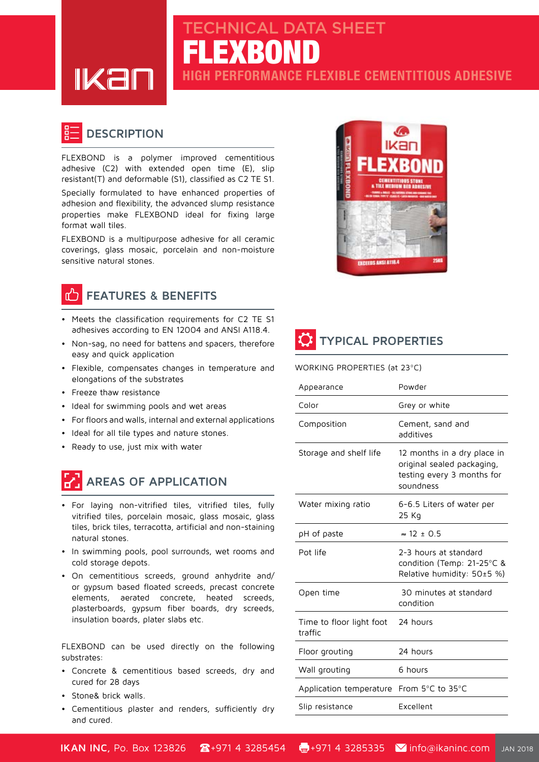# TECHNICAL DATA SHEET

# FLEXBOND

## HIGH PERFORMANCE FLEXIBLE CEMENTITIOUS ADHESIVE

## DESCRIPTION

FLEXBOND is a polymer improved cementitious adhesive (C2) with extended open time (E), slip resistant(T) and deformable (S1), classified as C2 TE S1.

Specially formulated to have enhanced properties of adhesion and flexibility, the advanced slump resistance properties make FLEXBOND ideal for fixing large format wall tiles.

FLEXBOND is a multipurpose adhesive for all ceramic coverings, glass mosaic, porcelain and non-moisture sensitive natural stones.

## FEATURES & BENEFITS

- Meets the classification requirements for C2 TE S1 adhesives according to EN 12004 and ANSI A118.4.
- Non-sag, no need for battens and spacers, therefore easy and quick application
- Flexible, compensates changes in temperature and elongations of the substrates
- Freeze thaw resistance
- Ideal for swimming pools and wet areas
- For floors and walls, internal and external applications
- Ideal for all tile types and nature stones.
- Ready to use, just mix with water

## AREAS OF APPLICATION

- For laying non-vitrified tiles, vitrified tiles, fully vitrified tiles, porcelain mosaic, glass mosaic, glass tiles, brick tiles, terracotta, artificial and non-staining natural stones.
- In swimming pools, pool surrounds, wet rooms and cold storage depots.
- On cementitious screeds, ground anhydrite and/ or gypsum based floated screeds, precast concrete elements, aerated concrete, heated screeds, plasterboards, gypsum fiber boards, dry screeds, insulation boards, plater slabs etc.

FLEXBOND can be used directly on the following substrates:

- Concrete & cementitious based screeds, dry and cured for 28 days
- Stone& brick walls.
- Cementitious plaster and renders, sufficiently dry and cured.

## TYPICAL PROPERTIES

WORKING PROPERTIES (at 23°C)

| Appearance | Powder |
|---|---|
| Color | Grey or white |
| Composition | Cement, sand and additives |
| Storage and shelf life | 12 months in a dry place in original sealed packaging, testing every 3 months for soundness |
| Water mixing ratio | 6-6.5 Liters of water per 25 Kg |
| pH of paste | ≈ 12 ± 0.5 |
| Pot life | 2-3 hours at standard condition (Temp: 21-25°C & Relative humidity: 50±5 %) |
| Open time | 30 minutes at standard condition |
| Time to floor light foot traffic | 24 hours |
| Floor grouting | 24 hours |
| Wall grouting | 6 hours |
| Application temperature | From 5°C to 35°C |
| Slip resistance | Excellent |

**IKAN INC,** Po. Box 123826 +971 4 3285454 +971 4 3285335 info@ikaninc.com JAN 2018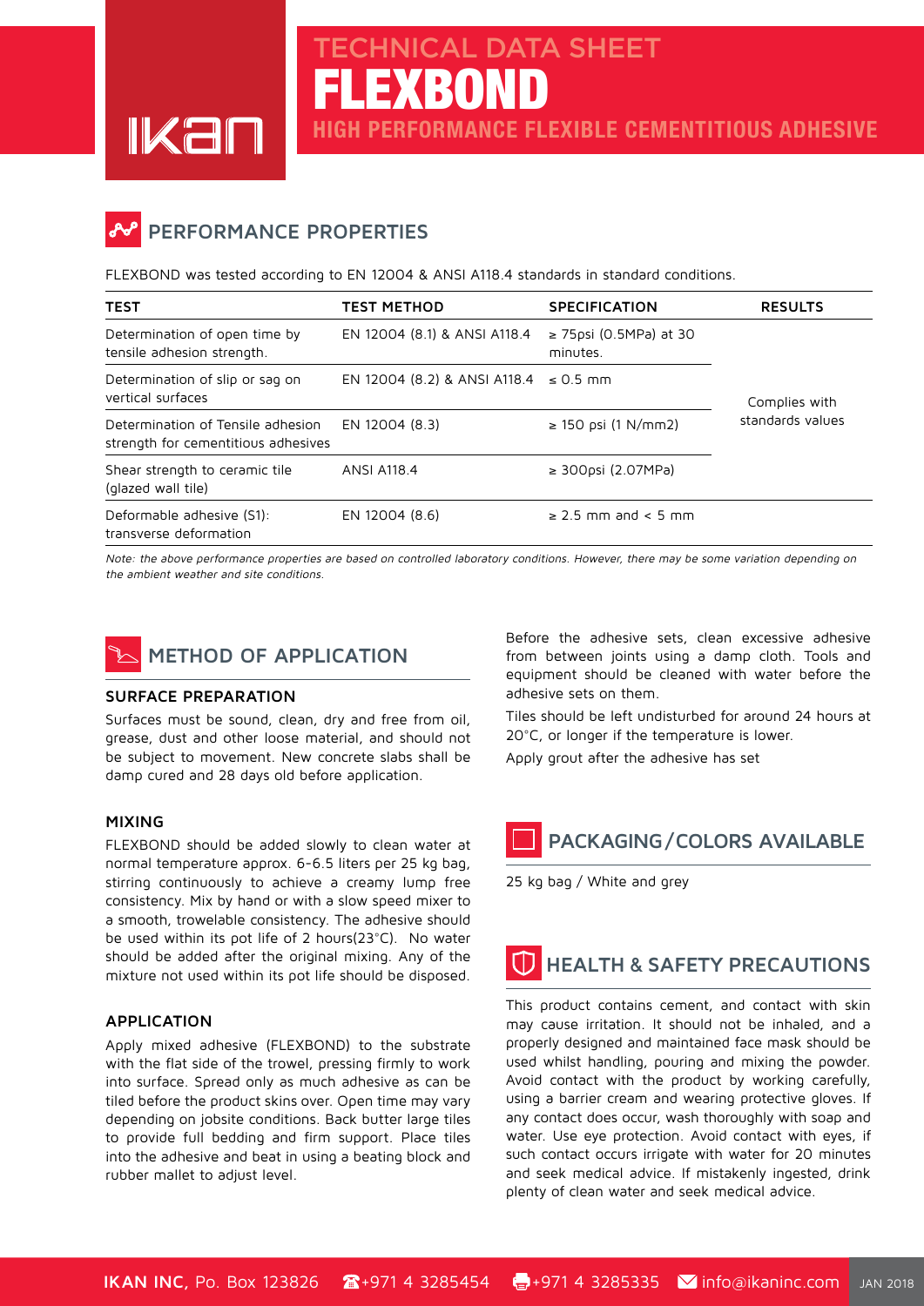# TECHNICAL DATA SHEET

# FLEXBOND

## HIGH PERFORMANCE FLEXIBLE CEMENTITIOUS ADHESIVE

## PERFORMANCE PROPERTIES

FLEXBOND was tested according to EN 12004 & ANSI A118.4 standards in standard conditions.

| TEST | TEST METHOD | SPECIFICATION | RESULTS |
|---|---|---|---|
| Determination of open time by tensile adhesion strength. | EN 12004 (8.1) & ANSI A118.4 | ≥ 75psi (0.5MPa) at 30 minutes. | Complies with standards values |
| Determination of slip or sag on vertical surfaces | EN 12004 (8.2) & ANSI A118.4 | ≤ 0.5 mm | |
| Determination of Tensile adhesion strength for cementitious adhesives | EN 12004 (8.3) | ≥ 150 psi (1 N/mm2) | |
| Shear strength to ceramic tile (glazed wall tile) | ANSI A118.4 | ≥ 300psi (2.07MPa) | |
| Deformable adhesive (S1): transverse deformation | EN 12004 (8.6) | ≥ 2.5 mm and < 5 mm | |

*Note: the above performance properties are based on controlled laboratory conditions. However, there may be some variation depending on the ambient weather and site conditions.*

## METHOD OF APPLICATION

### SURFACE PREPARATION

Surfaces must be sound, clean, dry and free from oil, grease, dust and other loose material, and should not be subject to movement. New concrete slabs shall be damp cured and 28 days old before application.

### MIXING

FLEXBOND should be added slowly to clean water at normal temperature approx. 6-6.5 liters per 25 kg bag, stirring continuously to achieve a creamy lump free consistency. Mix by hand or with a slow speed mixer to a smooth, trowelable consistency. The adhesive should be used within its pot life of 2 hours(23°C). No water should be added after the original mixing. Any of the mixture not used within its pot life should be disposed.

### APPLICATION

Apply mixed adhesive (FLEXBOND) to the substrate with the flat side of the trowel, pressing firmly to work into surface. Spread only as much adhesive as can be tiled before the product skins over. Open time may vary depending on jobsite conditions. Back butter large tiles to provide full bedding and firm support. Place tiles into the adhesive and beat in using a beating block and rubber mallet to adjust level.

Before the adhesive sets, clean excessive adhesive from between joints using a damp cloth. Tools and equipment should be cleaned with water before the adhesive sets on them.

Tiles should be left undisturbed for around 24 hours at 20°C, or longer if the temperature is lower.

Apply grout after the adhesive has set

## PACKAGING / COLORS AVAILABLE

25 kg bag / White and grey

## HEALTH & SAFETY PRECAUTIONS

This product contains cement, and contact with skin may cause irritation. It should not be inhaled, and a properly designed and maintained face mask should be used whilst handling, pouring and mixing the powder. Avoid contact with the product by working carefully, using a barrier cream and wearing protective gloves. If any contact does occur, wash thoroughly with soap and water. Use eye protection. Avoid contact with eyes, if such contact occurs irrigate with water for 20 minutes and seek medical advice. If mistakenly ingested, drink plenty of clean water and seek medical advice.

**IKAN INC,** Po. Box 123826 ☎+971 4 3285454 +971 4 3285335 info@ikaninc.com JAN 2018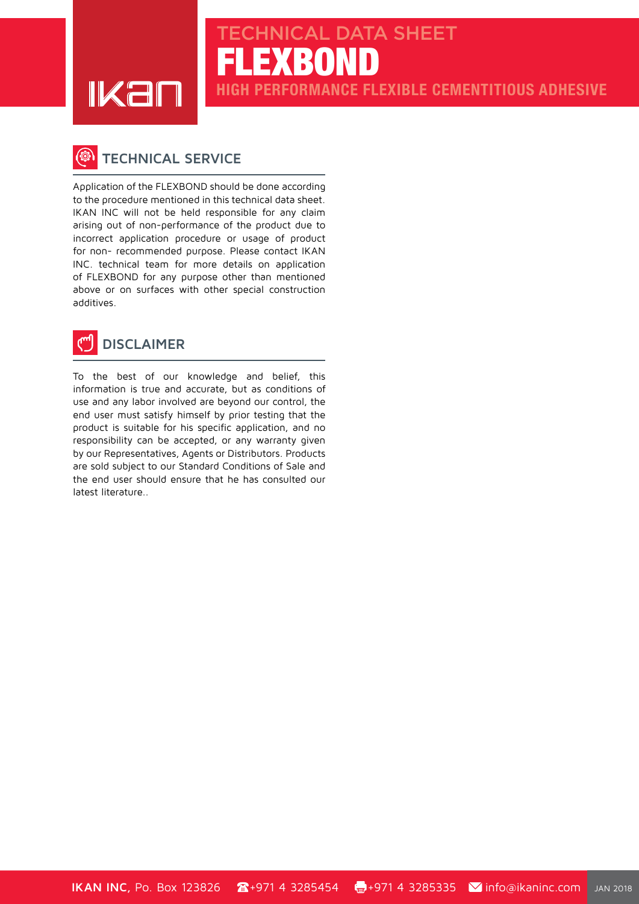## TECHNICAL SERVICE

Application of the FLEXBOND should be done according to the procedure mentioned in this technical data sheet. IKAN INC will not be held responsible for any claim arising out of non-performance of the product due to incorrect application procedure or usage of product for non- recommended purpose. Please contact IKAN INC. technical team for more details on application of FLEXBOND for any purpose other than mentioned above or on surfaces with other special construction additives.

## DISCLAIMER

To the best of our knowledge and belief, this information is true and accurate, but as conditions of use and any labor involved are beyond our control, the end user must satisfy himself by prior testing that the product is suitable for his specific application, and no responsibility can be accepted, or any warranty given by our Representatives, Agents or Distributors. Products are sold subject to our Standard Conditions of Sale and the end user should ensure that he has consulted our latest literature..